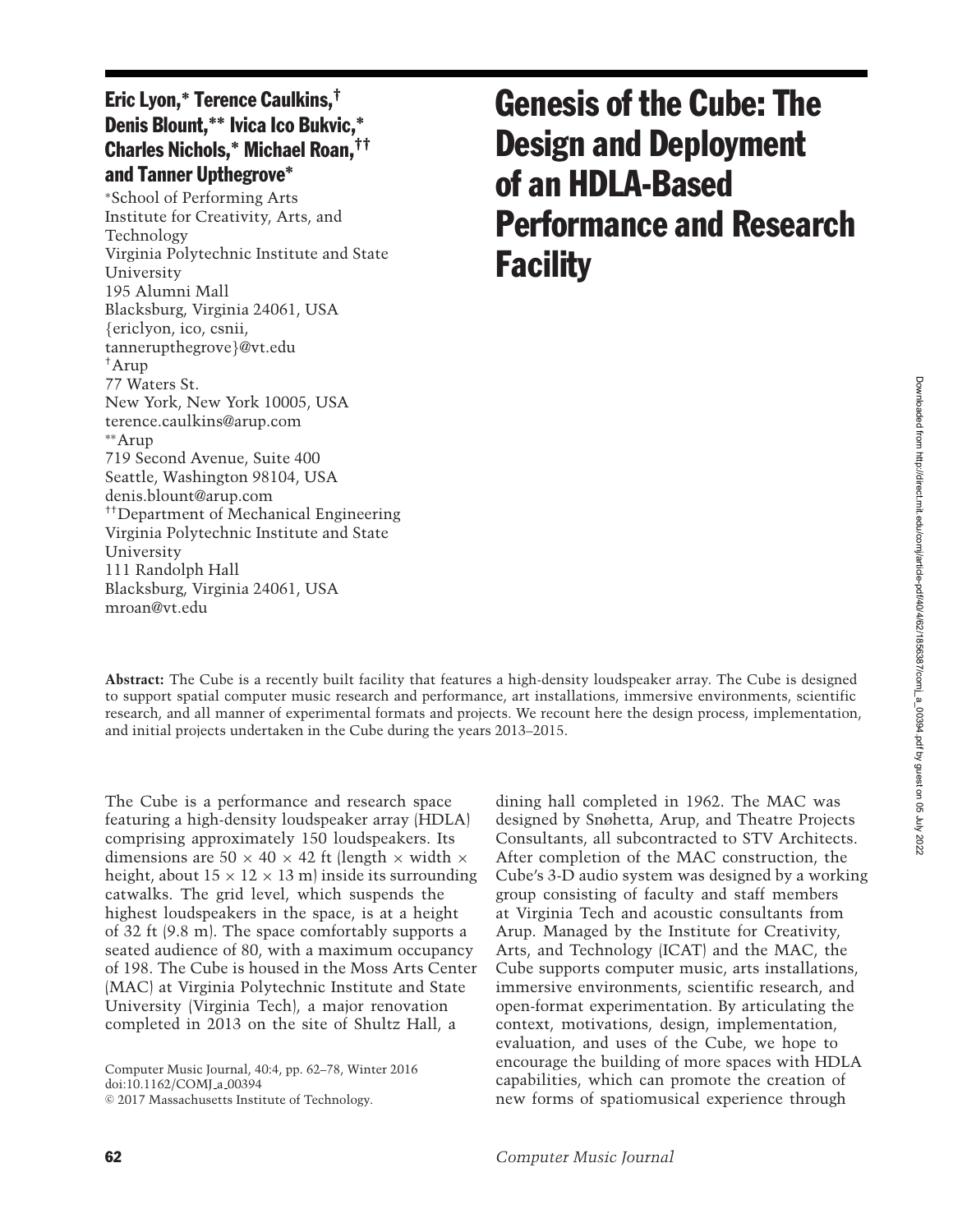# Genesis of the Cube: The Design and Deployment of an HDLA-Based Performance and Research Facility

**Eric Lyon,* Terence Caulkins,† Denis Blount,** Ivica Ico Bukvic,* Charles Nichols,* Michael Roan,†† and Tanner Upthegrove***

*School of Performing Arts
Institute for Creativity, Arts, and Technology
Virginia Polytechnic Institute and State University
195 Alumni Mall
Blacksburg, Virginia 24061, USA
{ericlyon, ico, csnii, tannerupthegrove}@vt.edu

†Arup
77 Waters St.
New York, New York 10005, USA
terence.caulkins@arup.com

**Arup
719 Second Avenue, Suite 400
Seattle, Washington 98104, USA
denis.blount@arup.com

††Department of Mechanical Engineering
Virginia Polytechnic Institute and State University
111 Randolph Hall
Blacksburg, Virginia 24061, USA
mroan@vt.edu

**Abstract:** The Cube is a recently built facility that features a high-density loudspeaker array. The Cube is designed to support spatial computer music research and performance, art installations, immersive environments, scientific research, and all manner of experimental formats and projects. We recount here the design process, implementation, and initial projects undertaken in the Cube during the years 2013–2015.

The Cube is a performance and research space featuring a high-density loudspeaker array (HDLA) comprising approximately 150 loudspeakers. Its dimensions are 50 × 40 × 42 ft (length × width × height, about 15 × 12 × 13 m) inside its surrounding catwalks. The grid level, which suspends the highest loudspeakers in the space, is at a height of 32 ft (9.8 m). The space comfortably supports a seated audience of 80, with a maximum occupancy of 198. The Cube is housed in the Moss Arts Center (MAC) at Virginia Polytechnic Institute and State University (Virginia Tech), a major renovation completed in 2013 on the site of Shultz Hall, a dining hall completed in 1962. The MAC was designed by Snøhetta, Arup, and Theatre Projects Consultants, all subcontracted to STV Architects. After completion of the MAC construction, the Cube's 3-D audio system was designed by a working group consisting of faculty and staff members at Virginia Tech and acoustic consultants from Arup. Managed by the Institute for Creativity, Arts, and Technology (ICAT) and the MAC, the Cube supports computer music, arts installations, immersive environments, scientific research, and open-format experimentation. By articulating the context, motivations, design, implementation, evaluation, and uses of the Cube, we hope to encourage the building of more spaces with HDLA capabilities, which can promote the creation of new forms of spatiomusical experience through

Computer Music Journal, 40:4, pp. 62–78, Winter 2016
doi:10.1162/COMJ_a_00394
© 2017 Massachusetts Institute of Technology.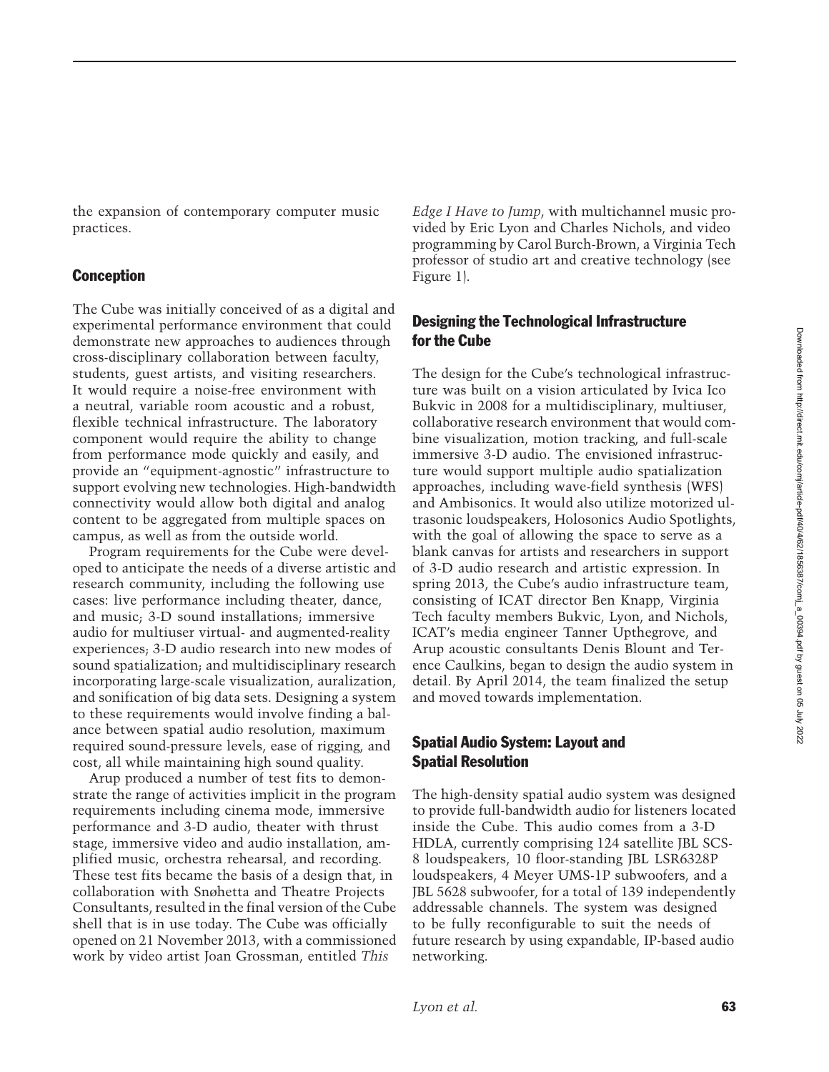the expansion of contemporary computer music practices.

## Conception

The Cube was initially conceived of as a digital and experimental performance environment that could demonstrate new approaches to audiences through cross-disciplinary collaboration between faculty, students, guest artists, and visiting researchers. It would require a noise-free environment with a neutral, variable room acoustic and a robust, flexible technical infrastructure. The laboratory component would require the ability to change from performance mode quickly and easily, and provide an "equipment-agnostic" infrastructure to support evolving new technologies. High-bandwidth connectivity would allow both digital and analog content to be aggregated from multiple spaces on campus, as well as from the outside world.

Program requirements for the Cube were developed to anticipate the needs of a diverse artistic and research community, including the following use cases: live performance including theater, dance, and music; 3-D sound installations; immersive audio for multiuser virtual- and augmented-reality experiences; 3-D audio research into new modes of sound spatialization; and multidisciplinary research incorporating large-scale visualization, auralization, and sonification of big data sets. Designing a system to these requirements would involve finding a balance between spatial audio resolution, maximum required sound-pressure levels, ease of rigging, and cost, all while maintaining high sound quality.

Arup produced a number of test fits to demonstrate the range of activities implicit in the program requirements including cinema mode, immersive performance and 3-D audio, theater with thrust stage, immersive video and audio installation, amplified music, orchestra rehearsal, and recording. These test fits became the basis of a design that, in collaboration with Snøhetta and Theatre Projects Consultants, resulted in the final version of the Cube shell that is in use today. The Cube was officially opened on 21 November 2013, with a commissioned work by video artist Joan Grossman, entitled *This Edge I Have to Jump*, with multichannel music provided by Eric Lyon and Charles Nichols, and video programming by Carol Burch-Brown, a Virginia Tech professor of studio art and creative technology (see Figure 1).

## Designing the Technological Infrastructure for the Cube

The design for the Cube's technological infrastructure was built on a vision articulated by Ivica Ico Bukvic in 2008 for a multidisciplinary, multiuser, collaborative research environment that would combine visualization, motion tracking, and full-scale immersive 3-D audio. The envisioned infrastructure would support multiple audio spatialization approaches, including wave-field synthesis (WFS) and Ambisonics. It would also utilize motorized ultrasonic loudspeakers, Holosonics Audio Spotlights, with the goal of allowing the space to serve as a blank canvas for artists and researchers in support of 3-D audio research and artistic expression. In spring 2013, the Cube's audio infrastructure team, consisting of ICAT director Ben Knapp, Virginia Tech faculty members Bukvic, Lyon, and Nichols, ICAT's media engineer Tanner Upthegrove, and Arup acoustic consultants Denis Blount and Terence Caulkins, began to design the audio system in detail. By April 2014, the team finalized the setup and moved towards implementation.

## Spatial Audio System: Layout and Spatial Resolution

The high-density spatial audio system was designed to provide full-bandwidth audio for listeners located inside the Cube. This audio comes from a 3-D HDLA, currently comprising 124 satellite JBL SCS-8 loudspeakers, 10 floor-standing JBL LSR6328P loudspeakers, 4 Meyer UMS-1P subwoofers, and a JBL 5628 subwoofer, for a total of 139 independently addressable channels. The system was designed to be fully reconfigurable to suit the needs of future research by using expandable, IP-based audio networking.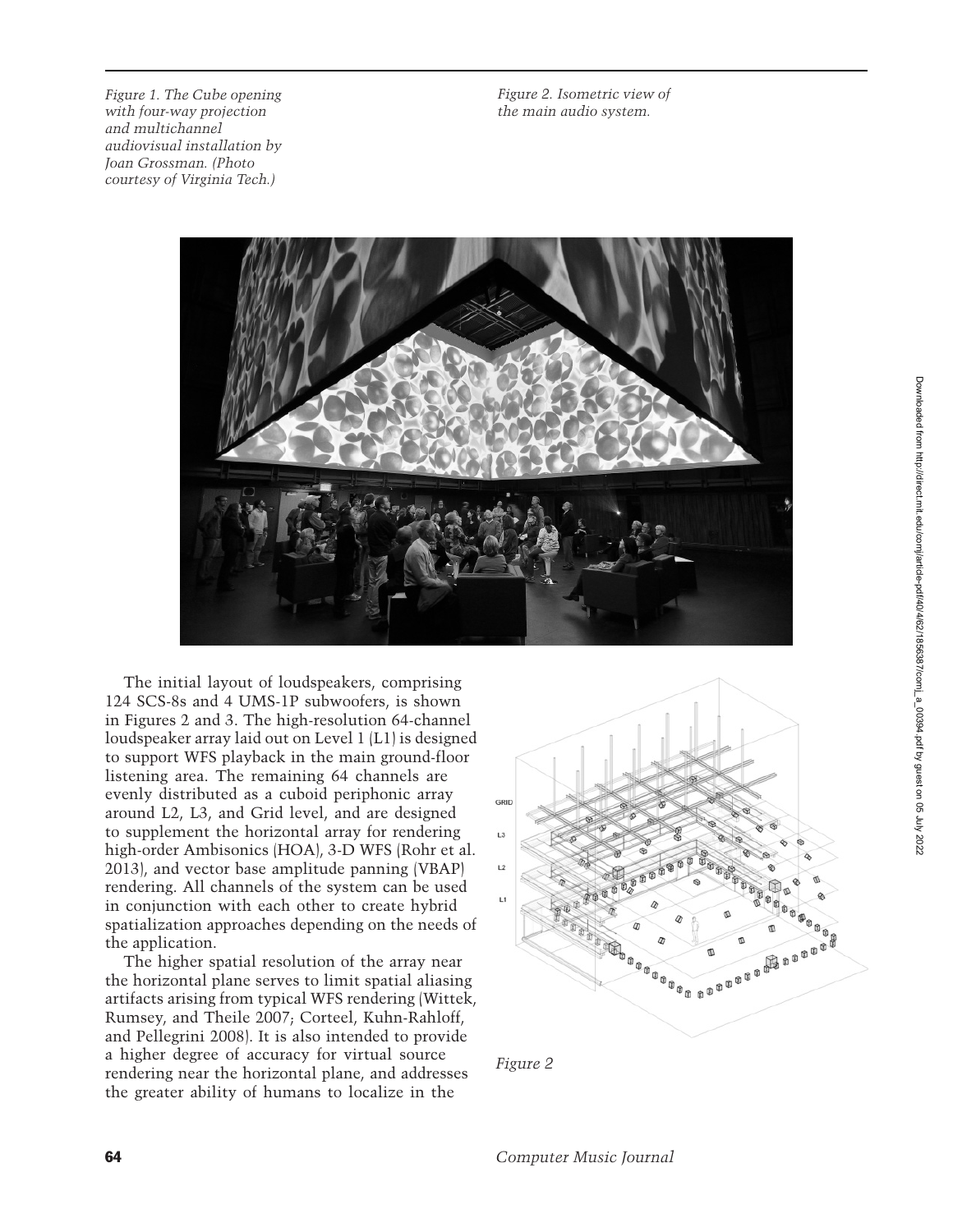*Figure 1. The Cube opening with four-way projection and multichannel audiovisual installation by Joan Grossman. (Photo courtesy of Virginia Tech.)*

*Figure 2. Isometric view of the main audio system.*

The initial layout of loudspeakers, comprising 124 SCS-8s and 4 UMS-1P subwoofers, is shown in Figures 2 and 3. The high-resolution 64-channel loudspeaker array laid out on Level 1 (L1) is designed to support WFS playback in the main ground-floor listening area. The remaining 64 channels are evenly distributed as a cuboid periphonic array around L2, L3, and Grid level, and are designed to supplement the horizontal array for rendering high-order Ambisonics (HOA), 3-D WFS (Rohr et al. 2013), and vector base amplitude panning (VBAP) rendering. All channels of the system can be used in conjunction with each other to create hybrid spatialization approaches depending on the needs of the application.

The higher spatial resolution of the array near the horizontal plane serves to limit spatial aliasing artifacts arising from typical WFS rendering (Wittek, Rumsey, and Theile 2007; Corteel, Kuhn-Rahloff, and Pellegrini 2008). It is also intended to provide a higher degree of accuracy for virtual source rendering near the horizontal plane, and addresses the greater ability of humans to localize in the

*Figure 2*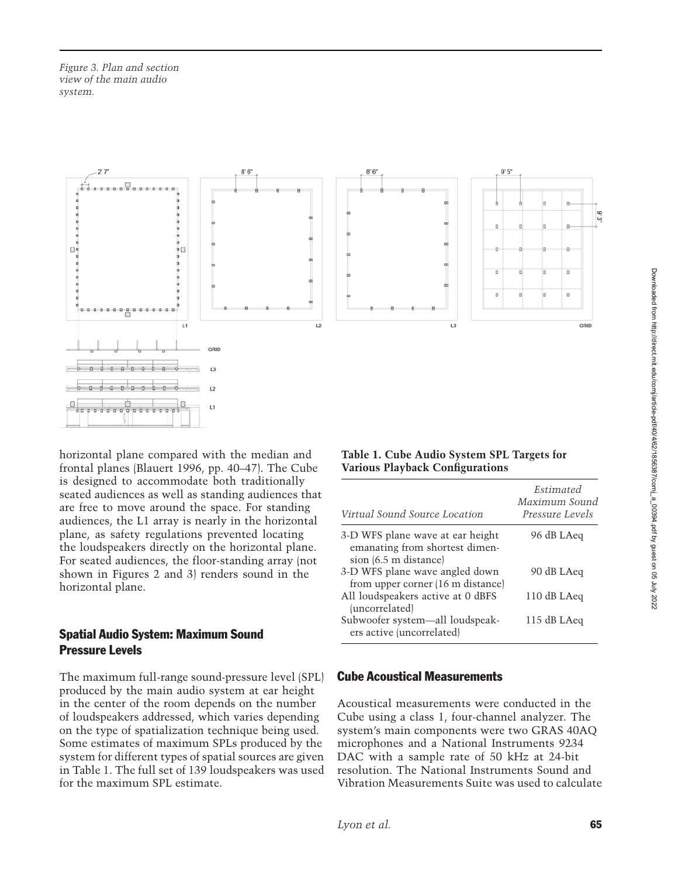Figure 3. Plan and section view of the main audio system.

horizontal plane compared with the median and frontal planes (Blauert 1996, pp. 40–47). The Cube is designed to accommodate both traditionally seated audiences as well as standing audiences that are free to move around the space. For standing audiences, the L1 array is nearly in the horizontal plane, as safety regulations prevented locating the loudspeakers directly on the horizontal plane. For seated audiences, the floor-standing array (not shown in Figures 2 and 3) renders sound in the horizontal plane.

## Spatial Audio System: Maximum Sound Pressure Levels

The maximum full-range sound-pressure level (SPL) produced by the main audio system at ear height in the center of the room depends on the number of loudspeakers addressed, which varies depending on the type of spatialization technique being used. Some estimates of maximum SPLs produced by the system for different types of spatial sources are given in Table 1. The full set of 139 loudspeakers was used for the maximum SPL estimate.

**Table 1. Cube Audio System SPL Targets for Various Playback Configurations**

| *Virtual Sound Source Location* | *Estimated Maximum Sound Pressure Levels* |
|---|---|
| 3-D WFS plane wave at ear height emanating from shortest dimension (6.5 m distance) | 96 dB LAeq |
| 3-D WFS plane wave angled down from upper corner (16 m distance) | 90 dB LAeq |
| All loudspeakers active at 0 dBFS (uncorrelated) | 110 dB LAeq |
| Subwoofer system—all loudspeakers active (uncorrelated) | 115 dB LAeq |

## Cube Acoustical Measurements

Acoustical measurements were conducted in the Cube using a class 1, four-channel analyzer. The system's main components were two GRAS 40AQ microphones and a National Instruments 9234 DAC with a sample rate of 50 kHz at 24-bit resolution. The National Instruments Sound and Vibration Measurements Suite was used to calculate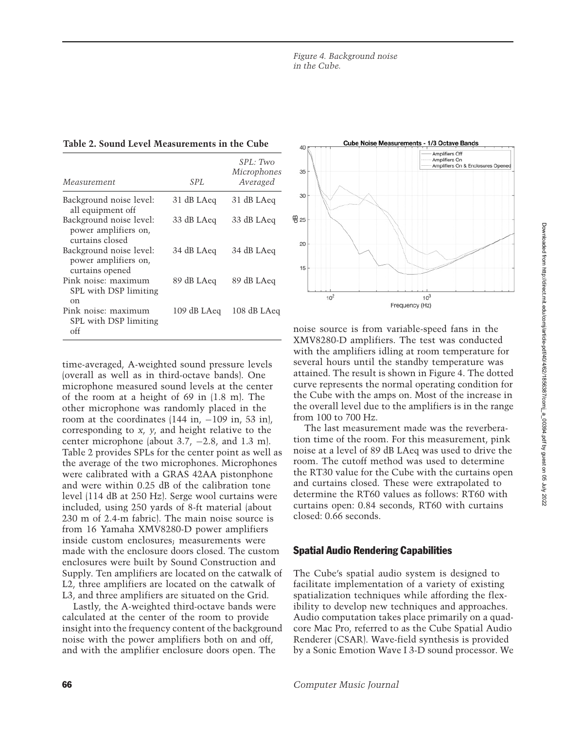Figure 4. Background noise in the Cube.

**Table 2. Sound Level Measurements in the Cube**

| *Measurement* | *SPL* | *SPL: Two Microphones Averaged* |
|---|---|---|
| Background noise level: all equipment off | 31 dB LAeq | 31 dB LAeq |
| Background noise level: power amplifiers on, curtains closed | 33 dB LAeq | 33 dB LAeq |
| Background noise level: power amplifiers on, curtains opened | 34 dB LAeq | 34 dB LAeq |
| Pink noise: maximum SPL with DSP limiting on | 89 dB LAeq | 89 dB LAeq |
| Pink noise: maximum SPL with DSP limiting off | 109 dB LAeq | 108 dB LAeq |

time-averaged, A-weighted sound pressure levels (overall as well as in third-octave bands). One microphone measured sound levels at the center of the room at a height of 69 in (1.8 m). The other microphone was randomly placed in the room at the coordinates (144 in, −109 in, 53 in), corresponding to *x*, *y*, and height relative to the center microphone (about 3.7, −2.8, and 1.3 m). Table 2 provides SPLs for the center point as well as the average of the two microphones. Microphones were calibrated with a GRAS 42AA pistonphone and were within 0.25 dB of the calibration tone level (114 dB at 250 Hz). Serge wool curtains were included, using 250 yards of 8-ft material (about 230 m of 2.4-m fabric). The main noise source is from 16 Yamaha XMV8280-D power amplifiers inside custom enclosures; measurements were made with the enclosure doors closed. The custom enclosures were built by Sound Construction and Supply. Ten amplifiers are located on the catwalk of L2, three amplifiers are located on the catwalk of L3, and three amplifiers are situated on the Grid.

Lastly, the A-weighted third-octave bands were calculated at the center of the room to provide insight into the frequency content of the background noise with the power amplifiers both on and off, and with the amplifier enclosure doors open. The noise source is from variable-speed fans in the XMV8280-D amplifiers. The test was conducted with the amplifiers idling at room temperature for several hours until the standby temperature was attained. The result is shown in Figure 4. The dotted curve represents the normal operating condition for the Cube with the amps on. Most of the increase in the overall level due to the amplifiers is in the range from 100 to 700 Hz.

The last measurement made was the reverberation time of the room. For this measurement, pink noise at a level of 89 dB LAeq was used to drive the room. The cutoff method was used to determine the RT30 value for the Cube with the curtains open and curtains closed. These were extrapolated to determine the RT60 values as follows: RT60 with curtains open: 0.84 seconds, RT60 with curtains closed: 0.66 seconds.

## Spatial Audio Rendering Capabilities

The Cube's spatial audio system is designed to facilitate implementation of a variety of existing spatialization techniques while affording the flexibility to develop new techniques and approaches. Audio computation takes place primarily on a quad-core Mac Pro, referred to as the Cube Spatial Audio Renderer (CSAR). Wave-field synthesis is provided by a Sonic Emotion Wave I 3-D sound processor. We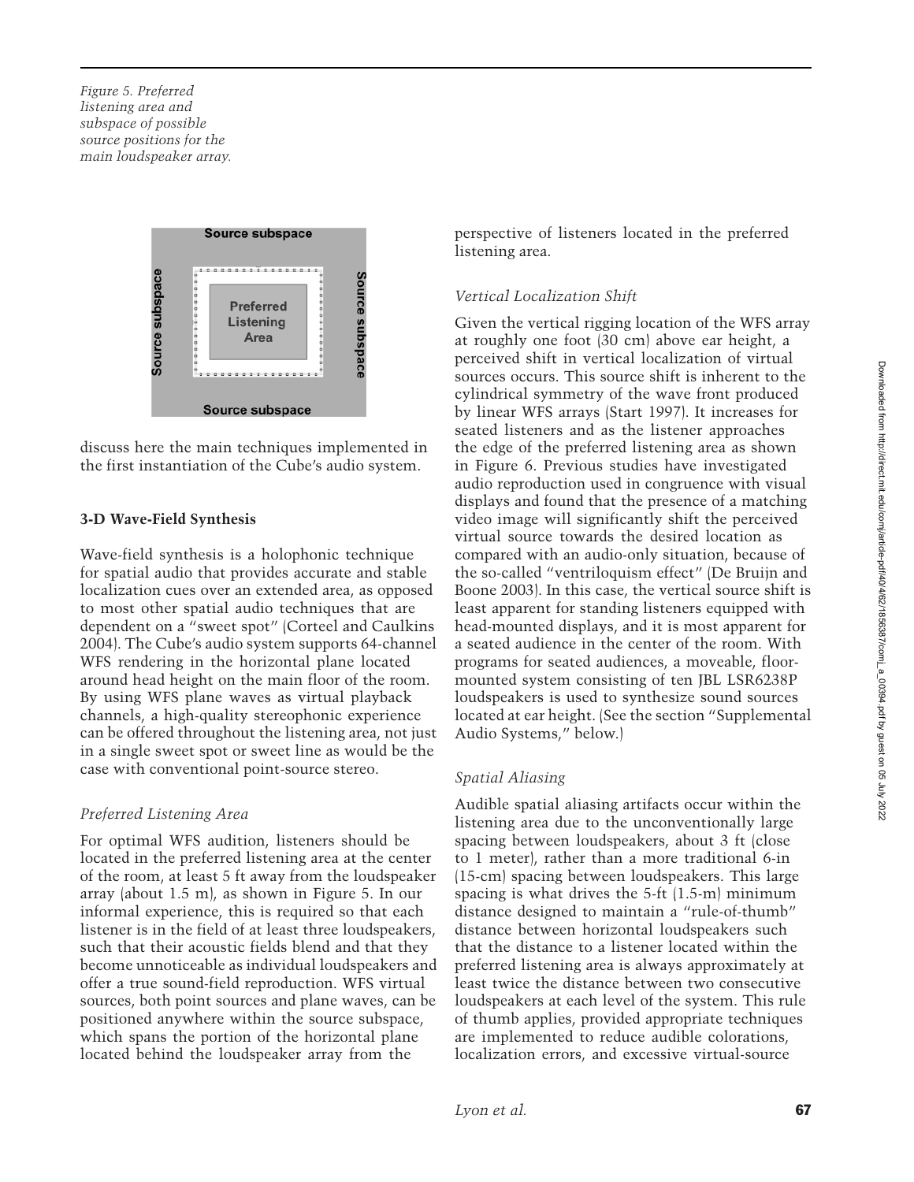Figure 5. Preferred listening area and subspace of possible source positions for the main loudspeaker array.

discuss here the main techniques implemented in the first instantiation of the Cube's audio system.

### 3-D Wave-Field Synthesis

Wave-field synthesis is a holophonic technique for spatial audio that provides accurate and stable localization cues over an extended area, as opposed to most other spatial audio techniques that are dependent on a "sweet spot" (Corteel and Caulkins 2004). The Cube's audio system supports 64-channel WFS rendering in the horizontal plane located around head height on the main floor of the room. By using WFS plane waves as virtual playback channels, a high-quality stereophonic experience can be offered throughout the listening area, not just in a single sweet spot or sweet line as would be the case with conventional point-source stereo.

#### *Preferred Listening Area*

For optimal WFS audition, listeners should be located in the preferred listening area at the center of the room, at least 5 ft away from the loudspeaker array (about 1.5 m), as shown in Figure 5. In our informal experience, this is required so that each listener is in the field of at least three loudspeakers, such that their acoustic fields blend and that they become unnoticeable as individual loudspeakers and offer a true sound-field reproduction. WFS virtual sources, both point sources and plane waves, can be positioned anywhere within the source subspace, which spans the portion of the horizontal plane located behind the loudspeaker array from the perspective of listeners located in the preferred listening area.

#### *Vertical Localization Shift*

Given the vertical rigging location of the WFS array at roughly one foot (30 cm) above ear height, a perceived shift in vertical localization of virtual sources occurs. This source shift is inherent to the cylindrical symmetry of the wave front produced by linear WFS arrays (Start 1997). It increases for seated listeners and as the listener approaches the edge of the preferred listening area as shown in Figure 6. Previous studies have investigated audio reproduction used in congruence with visual displays and found that the presence of a matching video image will significantly shift the perceived virtual source towards the desired location as compared with an audio-only situation, because of the so-called "ventriloquism effect" (De Bruijn and Boone 2003). In this case, the vertical source shift is least apparent for standing listeners equipped with head-mounted displays, and it is most apparent for a seated audience in the center of the room. With programs for seated audiences, a moveable, floor-mounted system consisting of ten JBL LSR6238P loudspeakers is used to synthesize sound sources located at ear height. (See the section "Supplemental Audio Systems," below.)

#### *Spatial Aliasing*

Audible spatial aliasing artifacts occur within the listening area due to the unconventionally large spacing between loudspeakers, about 3 ft (close to 1 meter), rather than a more traditional 6-in (15-cm) spacing between loudspeakers. This large spacing is what drives the 5-ft (1.5-m) minimum distance designed to maintain a "rule-of-thumb" distance between horizontal loudspeakers such that the distance to a listener located within the preferred listening area is always approximately at least twice the distance between two consecutive loudspeakers at each level of the system. This rule of thumb applies, provided appropriate techniques are implemented to reduce audible colorations, localization errors, and excessive virtual-source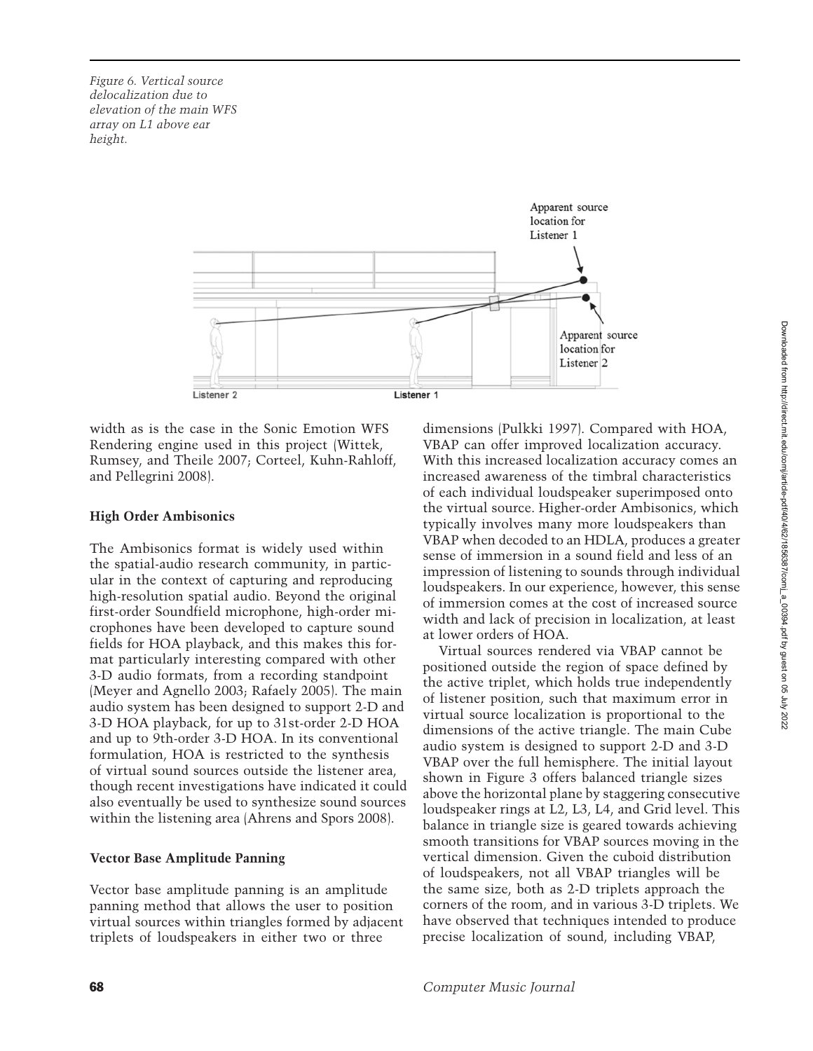*Figure 6. Vertical source delocalization due to elevation of the main WFS array on L1 above ear height.*

width as is the case in the Sonic Emotion WFS Rendering engine used in this project (Wittek, Rumsey, and Theile 2007; Corteel, Kuhn-Rahloff, and Pellegrini 2008).

### High Order Ambisonics

The Ambisonics format is widely used within the spatial-audio research community, in particular in the context of capturing and reproducing high-resolution spatial audio. Beyond the original first-order Soundfield microphone, high-order microphones have been developed to capture sound fields for HOA playback, and this makes this format particularly interesting compared with other 3-D audio formats, from a recording standpoint (Meyer and Agnello 2003; Rafaely 2005). The main audio system has been designed to support 2-D and 3-D HOA playback, for up to 31st-order 2-D HOA and up to 9th-order 3-D HOA. In its conventional formulation, HOA is restricted to the synthesis of virtual sound sources outside the listener area, though recent investigations have indicated it could also eventually be used to synthesize sound sources within the listening area (Ahrens and Spors 2008).

### Vector Base Amplitude Panning

Vector base amplitude panning is an amplitude panning method that allows the user to position virtual sources within triangles formed by adjacent triplets of loudspeakers in either two or three dimensions (Pulkki 1997). Compared with HOA, VBAP can offer improved localization accuracy. With this increased localization accuracy comes an increased awareness of the timbral characteristics of each individual loudspeaker superimposed onto the virtual source. Higher-order Ambisonics, which typically involves many more loudspeakers than VBAP when decoded to an HDLA, produces a greater sense of immersion in a sound field and less of an impression of listening to sounds through individual loudspeakers. In our experience, however, this sense of immersion comes at the cost of increased source width and lack of precision in localization, at least at lower orders of HOA.

Virtual sources rendered via VBAP cannot be positioned outside the region of space defined by the active triplet, which holds true independently of listener position, such that maximum error in virtual source localization is proportional to the dimensions of the active triangle. The main Cube audio system is designed to support 2-D and 3-D VBAP over the full hemisphere. The initial layout shown in Figure 3 offers balanced triangle sizes above the horizontal plane by staggering consecutive loudspeaker rings at L2, L3, L4, and Grid level. This balance in triangle size is geared towards achieving smooth transitions for VBAP sources moving in the vertical dimension. Given the cuboid distribution of loudspeakers, not all VBAP triangles will be the same size, both as 2-D triplets approach the corners of the room, and in various 3-D triplets. We have observed that techniques intended to produce precise localization of sound, including VBAP,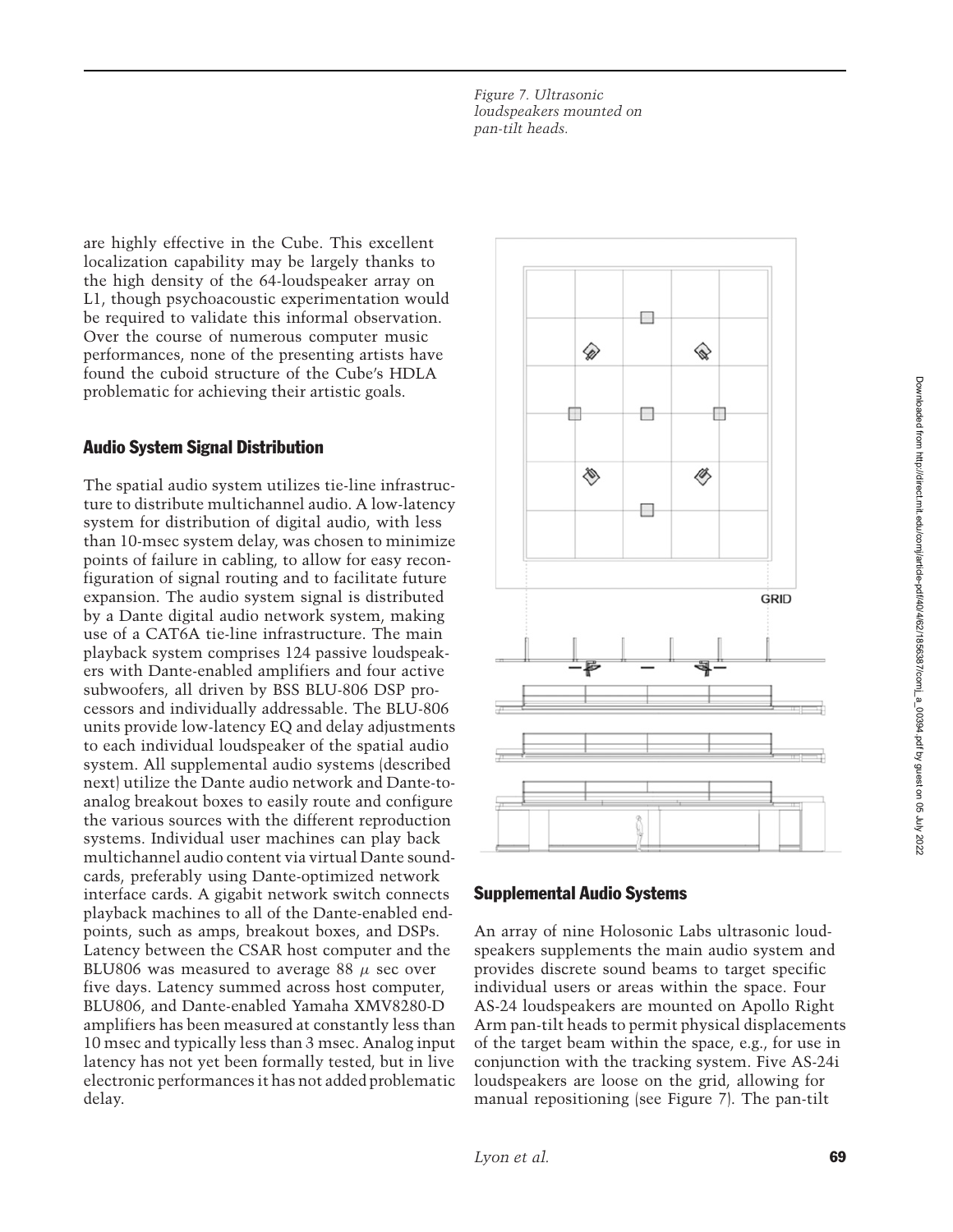*Figure 7. Ultrasonic loudspeakers mounted on pan-tilt heads.*

are highly effective in the Cube. This excellent localization capability may be largely thanks to the high density of the 64-loudspeaker array on L1, though psychoacoustic experimentation would be required to validate this informal observation. Over the course of numerous computer music performances, none of the presenting artists have found the cuboid structure of the Cube's HDLA problematic for achieving their artistic goals.

## Audio System Signal Distribution

The spatial audio system utilizes tie-line infrastructure to distribute multichannel audio. A low-latency system for distribution of digital audio, with less than 10-msec system delay, was chosen to minimize points of failure in cabling, to allow for easy reconfiguration of signal routing and to facilitate future expansion. The audio system signal is distributed by a Dante digital audio network system, making use of a CAT6A tie-line infrastructure. The main playback system comprises 124 passive loudspeakers with Dante-enabled amplifiers and four active subwoofers, all driven by BSS BLU-806 DSP processors and individually addressable. The BLU-806 units provide low-latency EQ and delay adjustments to each individual loudspeaker of the spatial audio system. All supplemental audio systems (described next) utilize the Dante audio network and Dante-to-analog breakout boxes to easily route and configure the various sources with the different reproduction systems. Individual user machines can play back multichannel audio content via virtual Dante soundcards, preferably using Dante-optimized network interface cards. A gigabit network switch connects playback machines to all of the Dante-enabled endpoints, such as amps, breakout boxes, and DSPs. Latency between the CSAR host computer and the BLU806 was measured to average 88 $\mu$ sec over five days. Latency summed across host computer, BLU806, and Dante-enabled Yamaha XMV8280-D amplifiers has been measured at constantly less than 10 msec and typically less than 3 msec. Analog input latency has not yet been formally tested, but in live electronic performances it has not added problematic delay.

## Supplemental Audio Systems

An array of nine Holosonic Labs ultrasonic loudspeakers supplements the main audio system and provides discrete sound beams to target specific individual users or areas within the space. Four AS-24 loudspeakers are mounted on Apollo Right Arm pan-tilt heads to permit physical displacements of the target beam within the space, e.g., for use in conjunction with the tracking system. Five AS-24i loudspeakers are loose on the grid, allowing for manual repositioning (see Figure 7). The pan-tilt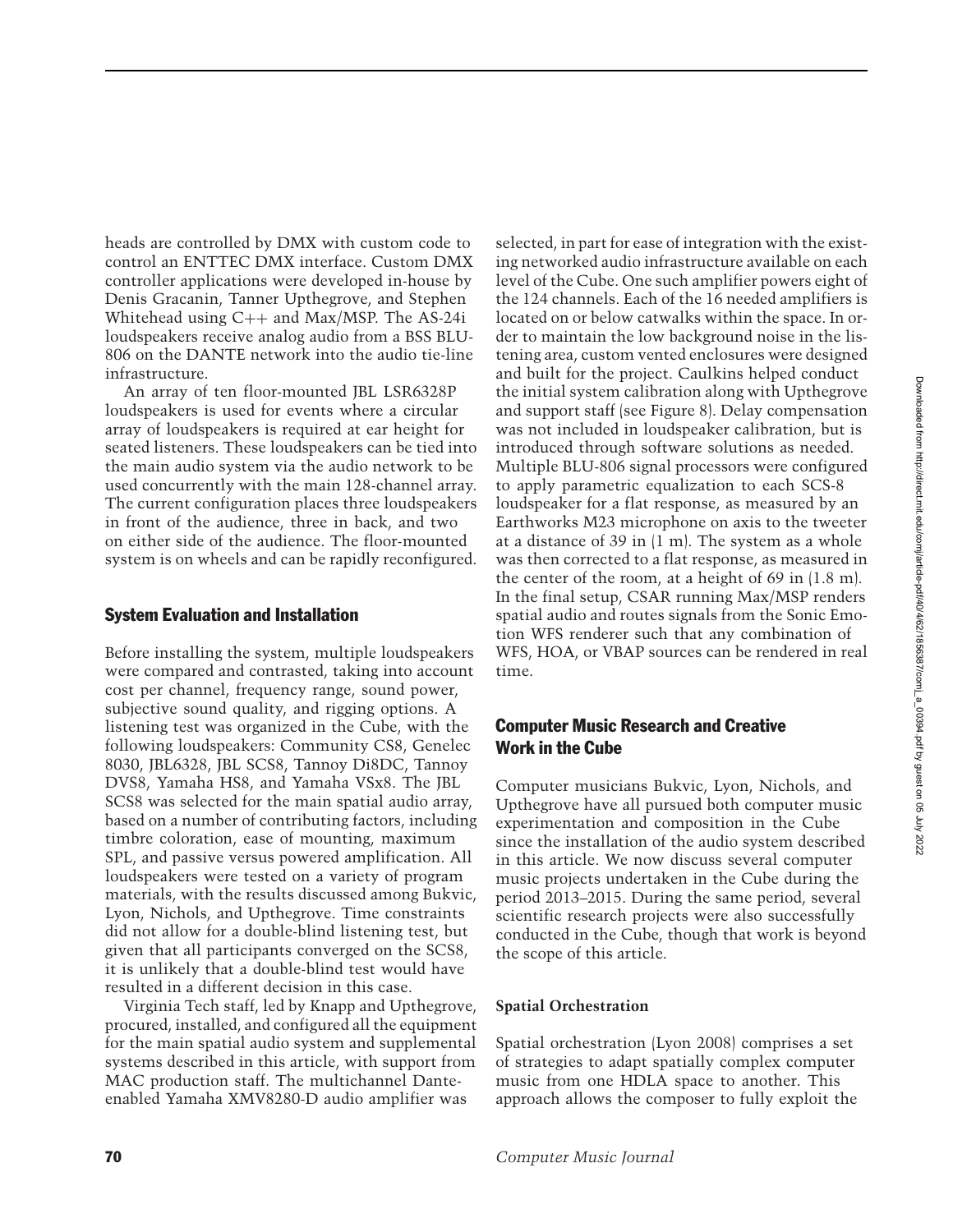heads are controlled by DMX with custom code to control an ENTTEC DMX interface. Custom DMX controller applications were developed in-house by Denis Gracanin, Tanner Upthegrove, and Stephen Whitehead using C++ and Max/MSP. The AS-24i loudspeakers receive analog audio from a BSS BLU-806 on the DANTE network into the audio tie-line infrastructure.

An array of ten floor-mounted JBL LSR6328P loudspeakers is used for events where a circular array of loudspeakers is required at ear height for seated listeners. These loudspeakers can be tied into the main audio system via the audio network to be used concurrently with the main 128-channel array. The current configuration places three loudspeakers in front of the audience, three in back, and two on either side of the audience. The floor-mounted system is on wheels and can be rapidly reconfigured.

## System Evaluation and Installation

Before installing the system, multiple loudspeakers were compared and contrasted, taking into account cost per channel, frequency range, sound power, subjective sound quality, and rigging options. A listening test was organized in the Cube, with the following loudspeakers: Community CS8, Genelec 8030, JBL6328, JBL SCS8, Tannoy Di8DC, Tannoy DVS8, Yamaha HS8, and Yamaha VSx8. The JBL SCS8 was selected for the main spatial audio array, based on a number of contributing factors, including timbre coloration, ease of mounting, maximum SPL, and passive versus powered amplification. All loudspeakers were tested on a variety of program materials, with the results discussed among Bukvic, Lyon, Nichols, and Upthegrove. Time constraints did not allow for a double-blind listening test, but given that all participants converged on the SCS8, it is unlikely that a double-blind test would have resulted in a different decision in this case.

Virginia Tech staff, led by Knapp and Upthegrove, procured, installed, and configured all the equipment for the main spatial audio system and supplemental systems described in this article, with support from MAC production staff. The multichannel Dante-enabled Yamaha XMV8280-D audio amplifier was selected, in part for ease of integration with the existing networked audio infrastructure available on each level of the Cube. One such amplifier powers eight of the 124 channels. Each of the 16 needed amplifiers is located on or below catwalks within the space. In order to maintain the low background noise in the listening area, custom vented enclosures were designed and built for the project. Caulkins helped conduct the initial system calibration along with Upthegrove and support staff (see Figure 8). Delay compensation was not included in loudspeaker calibration, but is introduced through software solutions as needed. Multiple BLU-806 signal processors were configured to apply parametric equalization to each SCS-8 loudspeaker for a flat response, as measured by an Earthworks M23 microphone on axis to the tweeter at a distance of 39 in (1 m). The system as a whole was then corrected to a flat response, as measured in the center of the room, at a height of 69 in (1.8 m). In the final setup, CSAR running Max/MSP renders spatial audio and routes signals from the Sonic Emotion WFS renderer such that any combination of WFS, HOA, or VBAP sources can be rendered in real time.

## Computer Music Research and Creative Work in the Cube

Computer musicians Bukvic, Lyon, Nichols, and Upthegrove have all pursued both computer music experimentation and composition in the Cube since the installation of the audio system described in this article. We now discuss several computer music projects undertaken in the Cube during the period 2013–2015. During the same period, several scientific research projects were also successfully conducted in the Cube, though that work is beyond the scope of this article.

### Spatial Orchestration

Spatial orchestration (Lyon 2008) comprises a set of strategies to adapt spatially complex computer music from one HDLA space to another. This approach allows the composer to fully exploit the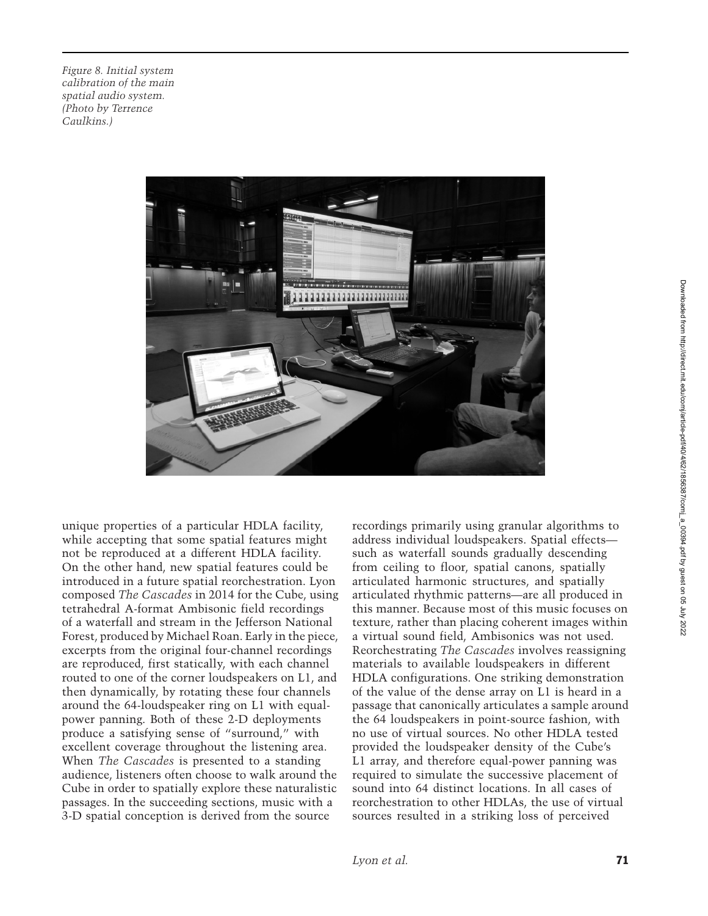*Figure 8. Initial system calibration of the main spatial audio system. (Photo by Terrence Caulkins.)*

unique properties of a particular HDLA facility, while accepting that some spatial features might not be reproduced at a different HDLA facility. On the other hand, new spatial features could be introduced in a future spatial reorchestration. Lyon composed *The Cascades* in 2014 for the Cube, using tetrahedral A-format Ambisonic field recordings of a waterfall and stream in the Jefferson National Forest, produced by Michael Roan. Early in the piece, excerpts from the original four-channel recordings are reproduced, first statically, with each channel routed to one of the corner loudspeakers on L1, and then dynamically, by rotating these four channels around the 64-loudspeaker ring on L1 with equal-power panning. Both of these 2-D deployments produce a satisfying sense of "surround," with excellent coverage throughout the listening area. When *The Cascades* is presented to a standing audience, listeners often choose to walk around the Cube in order to spatially explore these naturalistic passages. In the succeeding sections, music with a 3-D spatial conception is derived from the source recordings primarily using granular algorithms to address individual loudspeakers. Spatial effects—such as waterfall sounds gradually descending from ceiling to floor, spatial canons, spatially articulated harmonic structures, and spatially articulated rhythmic patterns—are all produced in this manner. Because most of this music focuses on texture, rather than placing coherent images within a virtual sound field, Ambisonics was not used. Reorchestrating *The Cascades* involves reassigning materials to available loudspeakers in different HDLA configurations. One striking demonstration of the value of the dense array on L1 is heard in a passage that canonically articulates a sample around the 64 loudspeakers in point-source fashion, with no use of virtual sources. No other HDLA tested provided the loudspeaker density of the Cube's L1 array, and therefore equal-power panning was required to simulate the successive placement of sound into 64 distinct locations. In all cases of reorchestration to other HDLAs, the use of virtual sources resulted in a striking loss of perceived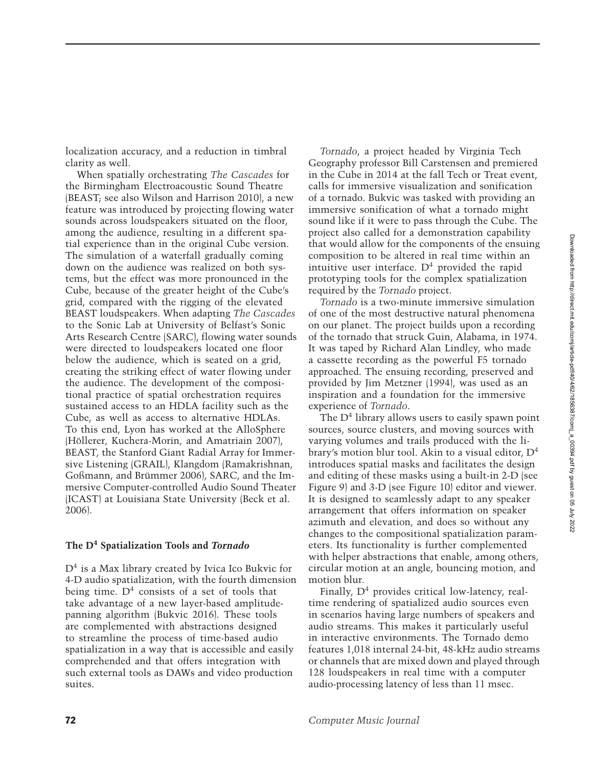localization accuracy, and a reduction in timbral clarity as well.

When spatially orchestrating *The Cascades* for the Birmingham Electroacoustic Sound Theatre (BEAST; see also Wilson and Harrison 2010), a new feature was introduced by projecting flowing water sounds across loudspeakers situated on the floor, among the audience, resulting in a different spatial experience than in the original Cube version. The simulation of a waterfall gradually coming down on the audience was realized on both systems, but the effect was more pronounced in the Cube, because of the greater height of the Cube's grid, compared with the rigging of the elevated BEAST loudspeakers. When adapting *The Cascades* to the Sonic Lab at University of Belfast's Sonic Arts Research Centre (SARC), flowing water sounds were directed to loudspeakers located one floor below the audience, which is seated on a grid, creating the striking effect of water flowing under the audience. The development of the compositional practice of spatial orchestration requires sustained access to an HDLA facility such as the Cube, as well as access to alternative HDLAs. To this end, Lyon has worked at the AlloSphere (Höllerer, Kuchera-Morin, and Amatriain 2007), BEAST, the Stanford Giant Radial Array for Immersive Listening (GRAIL), Klangdom (Ramakrishnan, Goßmann, and Brümmer 2006), SARC, and the Immersive Computer-controlled Audio Sound Theater (ICAST) at Louisiana State University (Beck et al. 2006).

## The D$^4$ Spatialization Tools and *Tornado*

D$^4$ is a Max library created by Ivica Ico Bukvic for 4-D audio spatialization, with the fourth dimension being time. D$^4$ consists of a set of tools that take advantage of a new layer-based amplitude-panning algorithm (Bukvic 2016). These tools are complemented with abstractions designed to streamline the process of time-based audio spatialization in a way that is accessible and easily comprehended and that offers integration with such external tools as DAWs and video production suites.

*Tornado*, a project headed by Virginia Tech Geography professor Bill Carstensen and premiered in the Cube in 2014 at the fall Tech or Treat event, calls for immersive visualization and sonification of a tornado. Bukvic was tasked with providing an immersive sonification of what a tornado might sound like if it were to pass through the Cube. The project also called for a demonstration capability that would allow for the components of the ensuing composition to be altered in real time within an intuitive user interface. D$^4$ provided the rapid prototyping tools for the complex spatialization required by the *Tornado* project.

*Tornado* is a two-minute immersive simulation of one of the most destructive natural phenomena on our planet. The project builds upon a recording of the tornado that struck Guin, Alabama, in 1974. It was taped by Richard Alan Lindley, who made a cassette recording as the powerful F5 tornado approached. The ensuing recording, preserved and provided by Jim Metzner (1994), was used as an inspiration and a foundation for the immersive experience of *Tornado*.

The D$^4$ library allows users to easily spawn point sources, source clusters, and moving sources with varying volumes and trails produced with the library's motion blur tool. Akin to a visual editor, D$^4$ introduces spatial masks and facilitates the design and editing of these masks using a built-in 2-D (see Figure 9) and 3-D (see Figure 10) editor and viewer. It is designed to seamlessly adapt to any speaker arrangement that offers information on speaker azimuth and elevation, and does so without any changes to the compositional spatialization parameters. Its functionality is further complemented with helper abstractions that enable, among others, circular motion at an angle, bouncing motion, and motion blur.

Finally, D$^4$ provides critical low-latency, real-time rendering of spatialized audio sources even in scenarios having large numbers of speakers and audio streams. This makes it particularly useful in interactive environments. The Tornado demo features 1,018 internal 24-bit, 48-kHz audio streams or channels that are mixed down and played through 128 loudspeakers in real time with a computer audio-processing latency of less than 11 msec.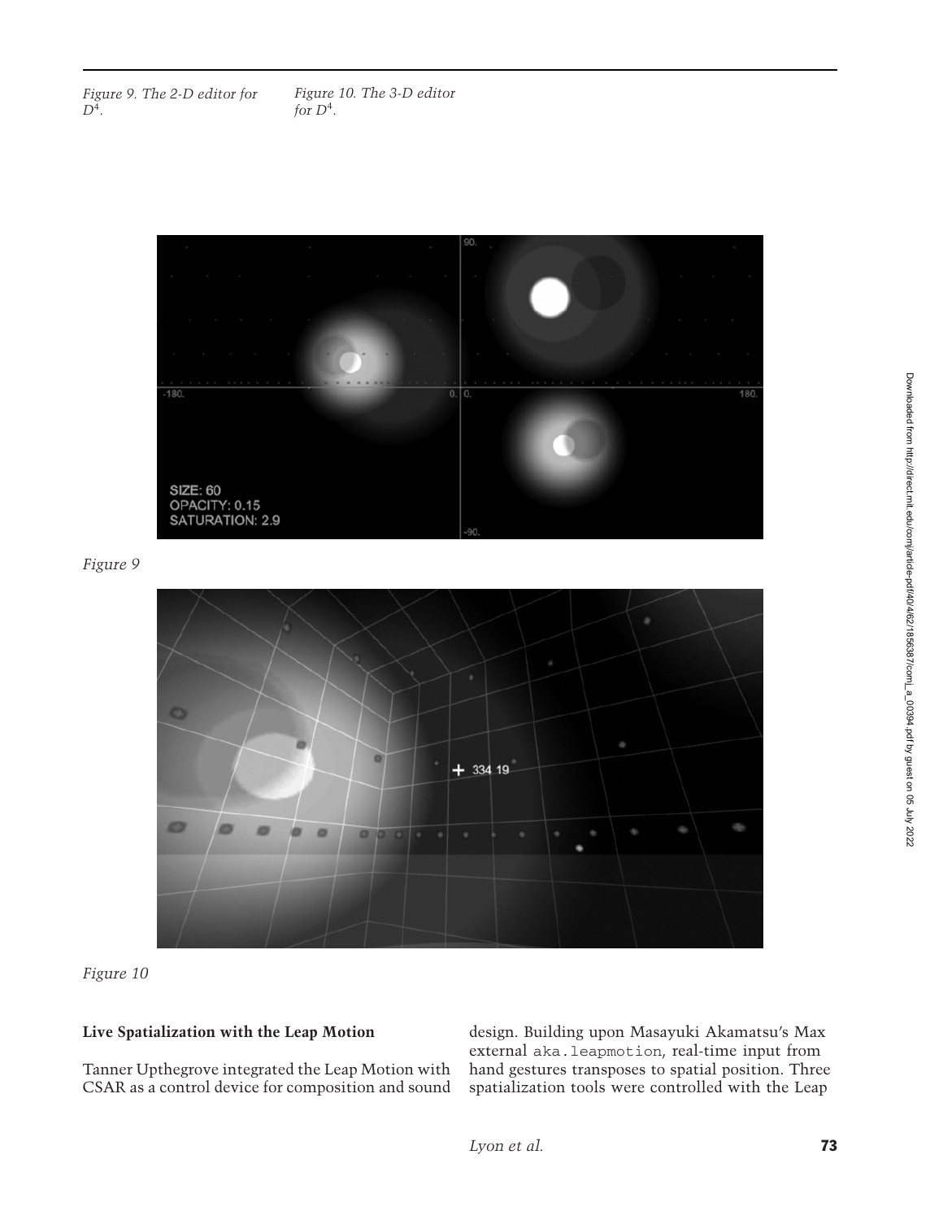Figure 9. The 2-D editor for $D^4$.

Figure 10. The 3-D editor for $D^4$.

Figure 9

Figure 10

**Live Spatialization with the Leap Motion**

Tanner Upthegrove integrated the Leap Motion with CSAR as a control device for composition and sound design. Building upon Masayuki Akamatsu's Max external `aka.leapmotion`, real-time input from hand gestures transposes to spatial position. Three spatialization tools were controlled with the Leap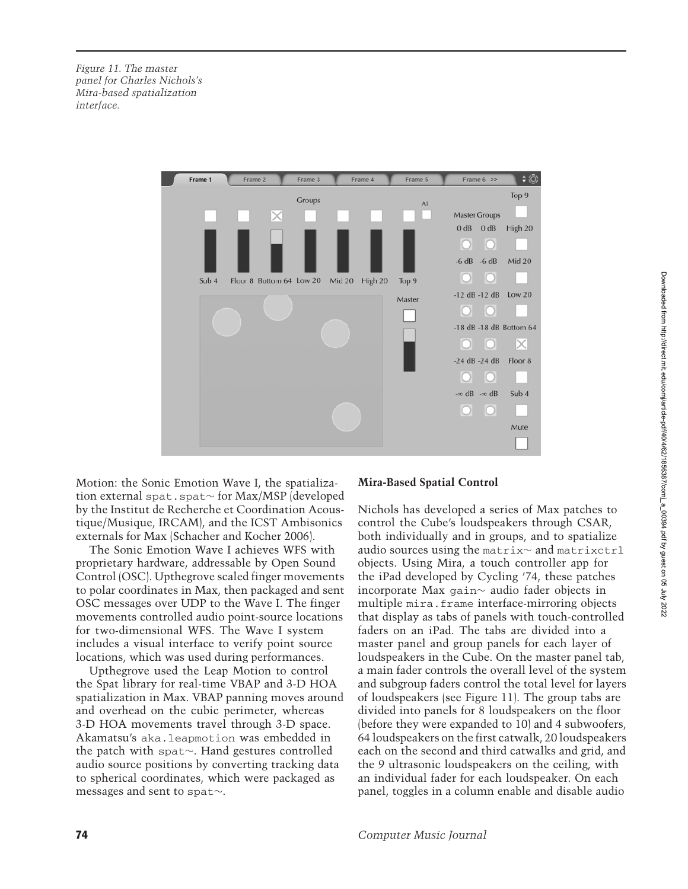Figure 11. The master panel for Charles Nichols's Mira-based spatialization interface.

Motion: the Sonic Emotion Wave I, the spatialization external spat.spat~ for Max/MSP (developed by the Institut de Recherche et Coordination Acoustique/Musique, IRCAM), and the ICST Ambisonics externals for Max (Schacher and Kocher 2006).

The Sonic Emotion Wave I achieves WFS with proprietary hardware, addressable by Open Sound Control (OSC). Upthegrove scaled finger movements to polar coordinates in Max, then packaged and sent OSC messages over UDP to the Wave I. The finger movements controlled audio point-source locations for two-dimensional WFS. The Wave I system includes a visual interface to verify point source locations, which was used during performances.

Upthegrove used the Leap Motion to control the Spat library for real-time VBAP and 3-D HOA spatialization in Max. VBAP panning moves around and overhead on the cubic perimeter, whereas 3-D HOA movements travel through 3-D space. Akamatsu's aka.leapmotion was embedded in the patch with spat~. Hand gestures controlled audio source positions by converting tracking data to spherical coordinates, which were packaged as messages and sent to spat~.

## Mira-Based Spatial Control

Nichols has developed a series of Max patches to control the Cube's loudspeakers through CSAR, both individually and in groups, and to spatialize audio sources using the matrix~ and matrixctrl objects. Using Mira, a touch controller app for the iPad developed by Cycling '74, these patches incorporate Max gain~ audio fader objects in multiple mira.frame interface-mirroring objects that display as tabs of panels with touch-controlled faders on an iPad. The tabs are divided into a master panel and group panels for each layer of loudspeakers in the Cube. On the master panel tab, a main fader controls the overall level of the system and subgroup faders control the total level for layers of loudspeakers (see Figure 11). The group tabs are divided into panels for 8 loudspeakers on the floor (before they were expanded to 10) and 4 subwoofers, 64 loudspeakers on the first catwalk, 20 loudspeakers each on the second and third catwalks and grid, and the 9 ultrasonic loudspeakers on the ceiling, with an individual fader for each loudspeaker. On each panel, toggles in a column enable and disable audio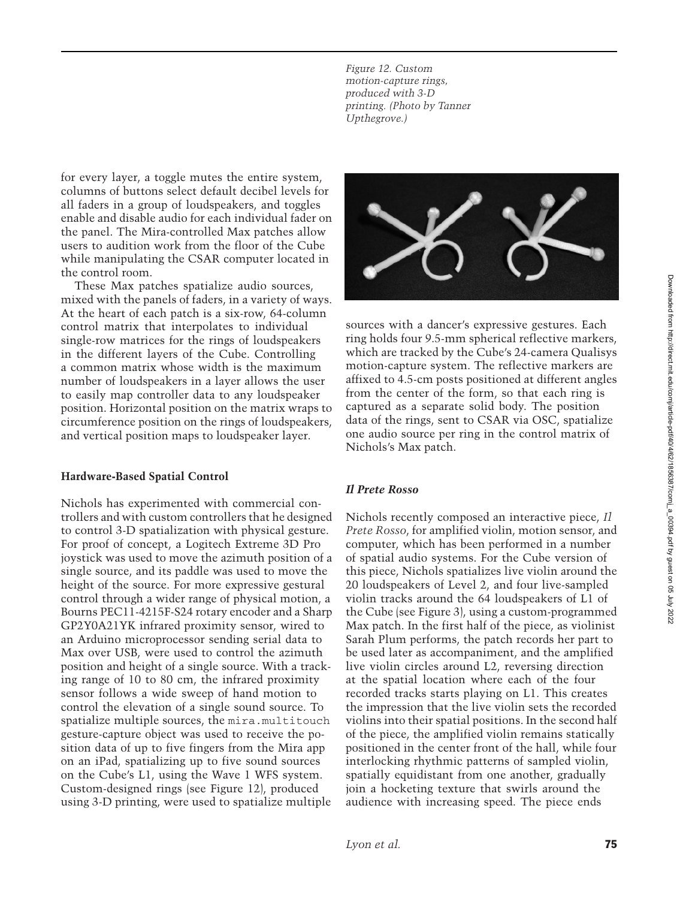for every layer, a toggle mutes the entire system, columns of buttons select default decibel levels for all faders in a group of loudspeakers, and toggles enable and disable audio for each individual fader on the panel. The Mira-controlled Max patches allow users to audition work from the floor of the Cube while manipulating the CSAR computer located in the control room.

These Max patches spatialize audio sources, mixed with the panels of faders, in a variety of ways. At the heart of each patch is a six-row, 64-column control matrix that interpolates to individual single-row matrices for the rings of loudspeakers in the different layers of the Cube. Controlling a common matrix whose width is the maximum number of loudspeakers in a layer allows the user to easily map controller data to any loudspeaker position. Horizontal position on the matrix wraps to circumference position on the rings of loudspeakers, and vertical position maps to loudspeaker layer.

### Hardware-Based Spatial Control

Nichols has experimented with commercial controllers and with custom controllers that he designed to control 3-D spatialization with physical gesture. For proof of concept, a Logitech Extreme 3D Pro joystick was used to move the azimuth position of a single source, and its paddle was used to move the height of the source. For more expressive gestural control through a wider range of physical motion, a Bourns PEC11-4215F-S24 rotary encoder and a Sharp GP2Y0A21YK infrared proximity sensor, wired to an Arduino microprocessor sending serial data to Max over USB, were used to control the azimuth position and height of a single source. With a tracking range of 10 to 80 cm, the infrared proximity sensor follows a wide sweep of hand motion to control the elevation of a single sound source. To spatialize multiple sources, the `mira.multitouch` gesture-capture object was used to receive the position data of up to five fingers from the Mira app on an iPad, spatializing up to five sound sources on the Cube's L1, using the Wave 1 WFS system. Custom-designed rings (see Figure 12), produced using 3-D printing, were used to spatialize multiple sources with a dancer's expressive gestures. Each ring holds four 9.5-mm spherical reflective markers, which are tracked by the Cube's 24-camera Qualisys motion-capture system. The reflective markers are affixed to 4.5-cm posts positioned at different angles from the center of the form, so that each ring is captured as a separate solid body. The position data of the rings, sent to CSAR via OSC, spatialize one audio source per ring in the control matrix of Nichols's Max patch.

*Figure 12. Custom motion-capture rings, produced with 3-D printing. (Photo by Tanner Upthegrove.)*

### *Il Prete Rosso*

Nichols recently composed an interactive piece, *Il Prete Rosso*, for amplified violin, motion sensor, and computer, which has been performed in a number of spatial audio systems. For the Cube version of this piece, Nichols spatializes live violin around the 20 loudspeakers of Level 2, and four live-sampled violin tracks around the 64 loudspeakers of L1 of the Cube (see Figure 3), using a custom-programmed Max patch. In the first half of the piece, as violinist Sarah Plum performs, the patch records her part to be used later as accompaniment, and the amplified live violin circles around L2, reversing direction at the spatial location where each of the four recorded tracks starts playing on L1. This creates the impression that the live violin sets the recorded violins into their spatial positions. In the second half of the piece, the amplified violin remains statically positioned in the center front of the hall, while four interlocking rhythmic patterns of sampled violin, spatially equidistant from one another, gradually join a hocketing texture that swirls around the audience with increasing speed. The piece ends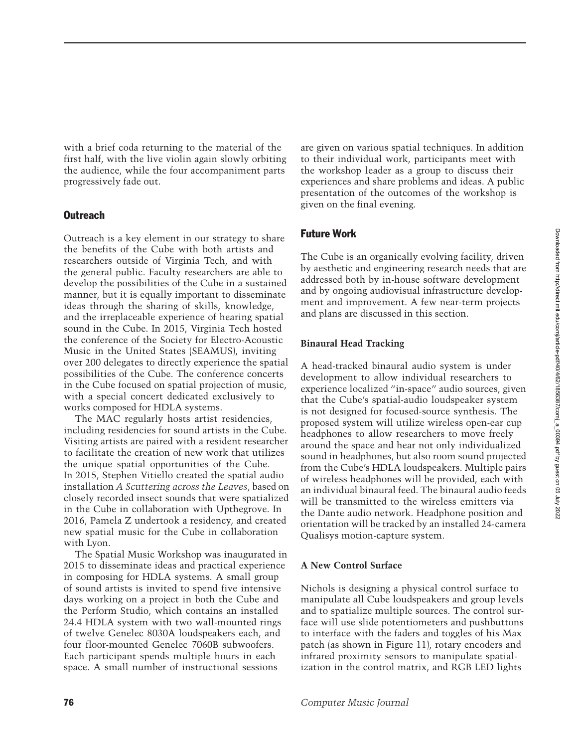with a brief coda returning to the material of the first half, with the live violin again slowly orbiting the audience, while the four accompaniment parts progressively fade out.

## Outreach

Outreach is a key element in our strategy to share the benefits of the Cube with both artists and researchers outside of Virginia Tech, and with the general public. Faculty researchers are able to develop the possibilities of the Cube in a sustained manner, but it is equally important to disseminate ideas through the sharing of skills, knowledge, and the irreplaceable experience of hearing spatial sound in the Cube. In 2015, Virginia Tech hosted the conference of the Society for Electro-Acoustic Music in the United States (SEAMUS), inviting over 200 delegates to directly experience the spatial possibilities of the Cube. The conference concerts in the Cube focused on spatial projection of music, with a special concert dedicated exclusively to works composed for HDLA systems.

The MAC regularly hosts artist residencies, including residencies for sound artists in the Cube. Visiting artists are paired with a resident researcher to facilitate the creation of new work that utilizes the unique spatial opportunities of the Cube. In 2015, Stephen Vitiello created the spatial audio installation *A Scuttering across the Leaves*, based on closely recorded insect sounds that were spatialized in the Cube in collaboration with Upthegrove. In 2016, Pamela Z undertook a residency, and created new spatial music for the Cube in collaboration with Lyon.

The Spatial Music Workshop was inaugurated in 2015 to disseminate ideas and practical experience in composing for HDLA systems. A small group of sound artists is invited to spend five intensive days working on a project in both the Cube and the Perform Studio, which contains an installed 24.4 HDLA system with two wall-mounted rings of twelve Genelec 8030A loudspeakers each, and four floor-mounted Genelec 7060B subwoofers. Each participant spends multiple hours in each space. A small number of instructional sessions are given on various spatial techniques. In addition to their individual work, participants meet with the workshop leader as a group to discuss their experiences and share problems and ideas. A public presentation of the outcomes of the workshop is given on the final evening.

## Future Work

The Cube is an organically evolving facility, driven by aesthetic and engineering research needs that are addressed both by in-house software development and by ongoing audiovisual infrastructure development and improvement. A few near-term projects and plans are discussed in this section.

### Binaural Head Tracking

A head-tracked binaural audio system is under development to allow individual researchers to experience localized "in-space" audio sources, given that the Cube's spatial-audio loudspeaker system is not designed for focused-source synthesis. The proposed system will utilize wireless open-ear cup headphones to allow researchers to move freely around the space and hear not only individualized sound in headphones, but also room sound projected from the Cube's HDLA loudspeakers. Multiple pairs of wireless headphones will be provided, each with an individual binaural feed. The binaural audio feeds will be transmitted to the wireless emitters via the Dante audio network. Headphone position and orientation will be tracked by an installed 24-camera Qualisys motion-capture system.

### A New Control Surface

Nichols is designing a physical control surface to manipulate all Cube loudspeakers and group levels and to spatialize multiple sources. The control surface will use slide potentiometers and pushbuttons to interface with the faders and toggles of his Max patch (as shown in Figure 11), rotary encoders and infrared proximity sensors to manipulate spatialization in the control matrix, and RGB LED lights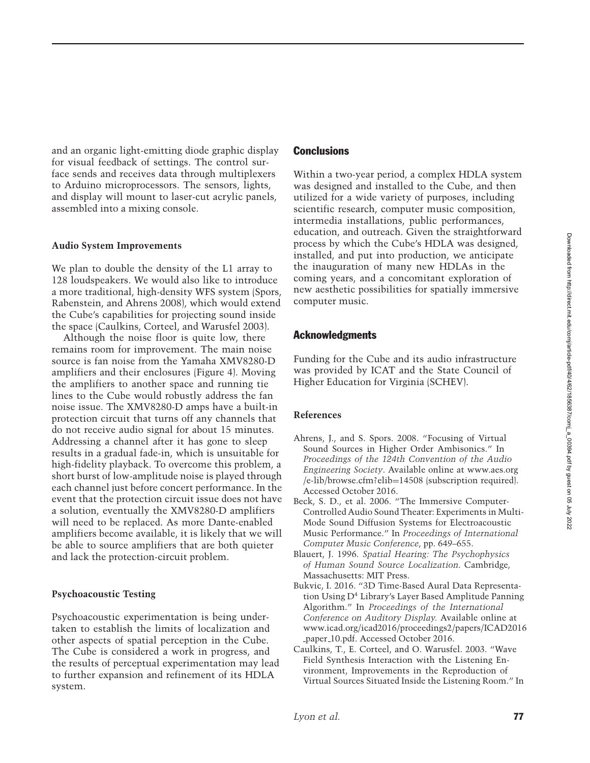and an organic light-emitting diode graphic display for visual feedback of settings. The control surface sends and receives data through multiplexers to Arduino microprocessors. The sensors, lights, and display will mount to laser-cut acrylic panels, assembled into a mixing console.

### Audio System Improvements

We plan to double the density of the L1 array to 128 loudspeakers. We would also like to introduce a more traditional, high-density WFS system (Spors, Rabenstein, and Ahrens 2008), which would extend the Cube's capabilities for projecting sound inside the space (Caulkins, Corteel, and Warusfel 2003).

Although the noise floor is quite low, there remains room for improvement. The main noise source is fan noise from the Yamaha XMV8280-D amplifiers and their enclosures (Figure 4). Moving the amplifiers to another space and running tie lines to the Cube would robustly address the fan noise issue. The XMV8280-D amps have a built-in protection circuit that turns off any channels that do not receive audio signal for about 15 minutes. Addressing a channel after it has gone to sleep results in a gradual fade-in, which is unsuitable for high-fidelity playback. To overcome this problem, a short burst of low-amplitude noise is played through each channel just before concert performance. In the event that the protection circuit issue does not have a solution, eventually the XMV8280-D amplifiers will need to be replaced. As more Dante-enabled amplifiers become available, it is likely that we will be able to source amplifiers that are both quieter and lack the protection-circuit problem.

### Psychoacoustic Testing

Psychoacoustic experimentation is being undertaken to establish the limits of localization and other aspects of spatial perception in the Cube. The Cube is considered a work in progress, and the results of perceptual experimentation may lead to further expansion and refinement of its HDLA system.

## Conclusions

Within a two-year period, a complex HDLA system was designed and installed to the Cube, and then utilized for a wide variety of purposes, including scientific research, computer music composition, intermedia installations, public performances, education, and outreach. Given the straightforward process by which the Cube's HDLA was designed, installed, and put into production, we anticipate the inauguration of many new HDLAs in the coming years, and a concomitant exploration of new aesthetic possibilities for spatially immersive computer music.

## Acknowledgments

Funding for the Cube and its audio infrastructure was provided by ICAT and the State Council of Higher Education for Virginia (SCHEV).

### References

Ahrens, J., and S. Spors. 2008. "Focusing of Virtual Sound Sources in Higher Order Ambisonics." In *Proceedings of the 124th Convention of the Audio Engineering Society*. Available online at www.aes.org/e-lib/browse.cfm?elib=14508 (subscription required). Accessed October 2016.

Beck, S. D., et al. 2006. "The Immersive Computer-Controlled Audio Sound Theater: Experiments in Multi-Mode Sound Diffusion Systems for Electroacoustic Music Performance." In *Proceedings of International Computer Music Conference*, pp. 649–655.

Blauert, J. 1996. *Spatial Hearing: The Psychophysics of Human Sound Source Localization*. Cambridge, Massachusetts: MIT Press.

Bukvic, I. 2016. "3D Time-Based Aural Data Representation Using D[4] Library's Layer Based Amplitude Panning Algorithm." In *Proceedings of the International Conference on Auditory Display*. Available online at www.icad.org/icad2016/proceedings2/papers/ICAD2016_paper_10.pdf. Accessed October 2016.

Caulkins, T., E. Corteel, and O. Warusfel. 2003. "Wave Field Synthesis Interaction with the Listening Environment, Improvements in the Reproduction of Virtual Sources Situated Inside the Listening Room." In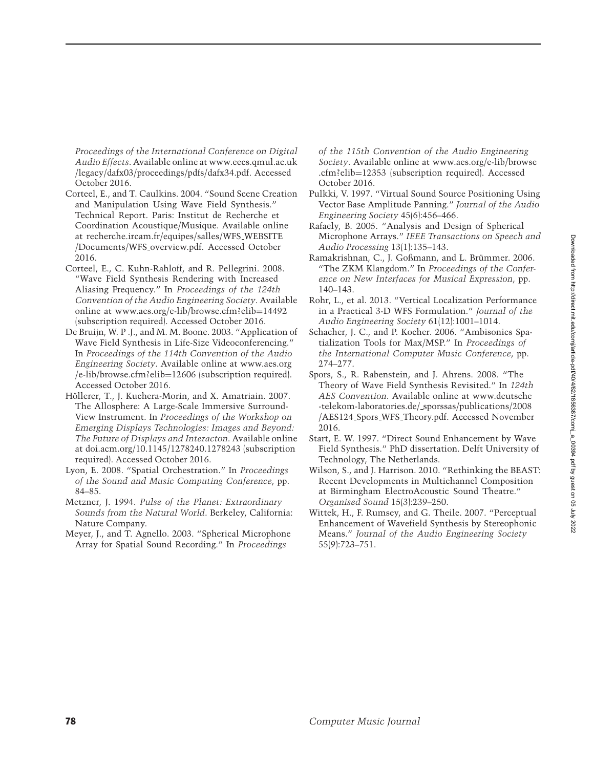*Proceedings of the International Conference on Digital Audio Effects*. Available online at www.eecs.qmul.ac.uk/legacy/dafx03/proceedings/pdfs/dafx34.pdf. Accessed October 2016.

Corteel, E., and T. Caulkins. 2004. "Sound Scene Creation and Manipulation Using Wave Field Synthesis." Technical Report. Paris: Institut de Recherche et Coordination Acoustique/Musique. Available online at recherche.ircam.fr/equipes/salles/WFS_WEBSITE/Documents/WFS_overview.pdf. Accessed October 2016.

Corteel, E., C. Kuhn-Rahloff, and R. Pellegrini. 2008. "Wave Field Synthesis Rendering with Increased Aliasing Frequency." In *Proceedings of the 124th Convention of the Audio Engineering Society*. Available online at www.aes.org/e-lib/browse.cfm?elib=14492 (subscription required). Accessed October 2016.

De Bruijn, W. P .J., and M. M. Boone. 2003. "Application of Wave Field Synthesis in Life-Size Videoconferencing." In *Proceedings of the 114th Convention of the Audio Engineering Society*. Available online at www.aes.org/e-lib/browse.cfm?elib=12606 (subscription required). Accessed October 2016.

Höllerer, T., J. Kuchera-Morin, and X. Amatriain. 2007. The Allosphere: A Large-Scale Immersive Surround-View Instrument. In *Proceedings of the Workshop on Emerging Displays Technologies: Images and Beyond: The Future of Displays and Interacton.* Available online at doi.acm.org/10.1145/1278240.1278243 (subscription required). Accessed October 2016.

Lyon, E. 2008. "Spatial Orchestration." In *Proceedings of the Sound and Music Computing Conference*, pp. 84–85.

Metzner, J. 1994. *Pulse of the Planet: Extraordinary Sounds from the Natural World*. Berkeley, California: Nature Company.

Meyer, J., and T. Agnello. 2003. "Spherical Microphone Array for Spatial Sound Recording." In *Proceedings of the 115th Convention of the Audio Engineering Society*. Available online at www.aes.org/e-lib/browse.cfm?elib=12353 (subscription required). Accessed October 2016.

Pulkki, V. 1997. "Virtual Sound Source Positioning Using Vector Base Amplitude Panning." *Journal of the Audio Engineering Society* 45(6):456–466.

Rafaely, B. 2005. "Analysis and Design of Spherical Microphone Arrays." *IEEE Transactions on Speech and Audio Processing* 13(1):135–143.

Ramakrishnan, C., J. Goßmann, and L. Brümmer. 2006. "The ZKM Klangdom." In *Proceedings of the Conference on New Interfaces for Musical Expression*, pp. 140–143.

Rohr, L., et al. 2013. "Vertical Localization Performance in a Practical 3-D WFS Formulation." *Journal of the Audio Engineering Society* 61(12):1001–1014.

Schacher, J. C., and P. Kocher. 2006. "Ambisonics Spatialization Tools for Max/MSP." In *Proceedings of the International Computer Music Conference*, pp. 274–277.

Spors, S., R. Rabenstein, and J. Ahrens. 2008. "The Theory of Wave Field Synthesis Revisited." In *124th AES Convention*. Available online at www.deutsche-telekom-laboratories.de/_sporssas/publications/2008/AES124_Spors_WFS_Theory.pdf. Accessed November 2016.

Start, E. W. 1997. "Direct Sound Enhancement by Wave Field Synthesis." PhD dissertation. Delft University of Technology, The Netherlands.

Wilson, S., and J. Harrison. 2010. "Rethinking the BEAST: Recent Developments in Multichannel Composition at Birmingham ElectroAcoustic Sound Theatre." *Organised Sound* 15(3):239–250.

Wittek, H., F. Rumsey, and G. Theile. 2007. "Perceptual Enhancement of Wavefield Synthesis by Stereophonic Means." *Journal of the Audio Engineering Society* 55(9):723–751.